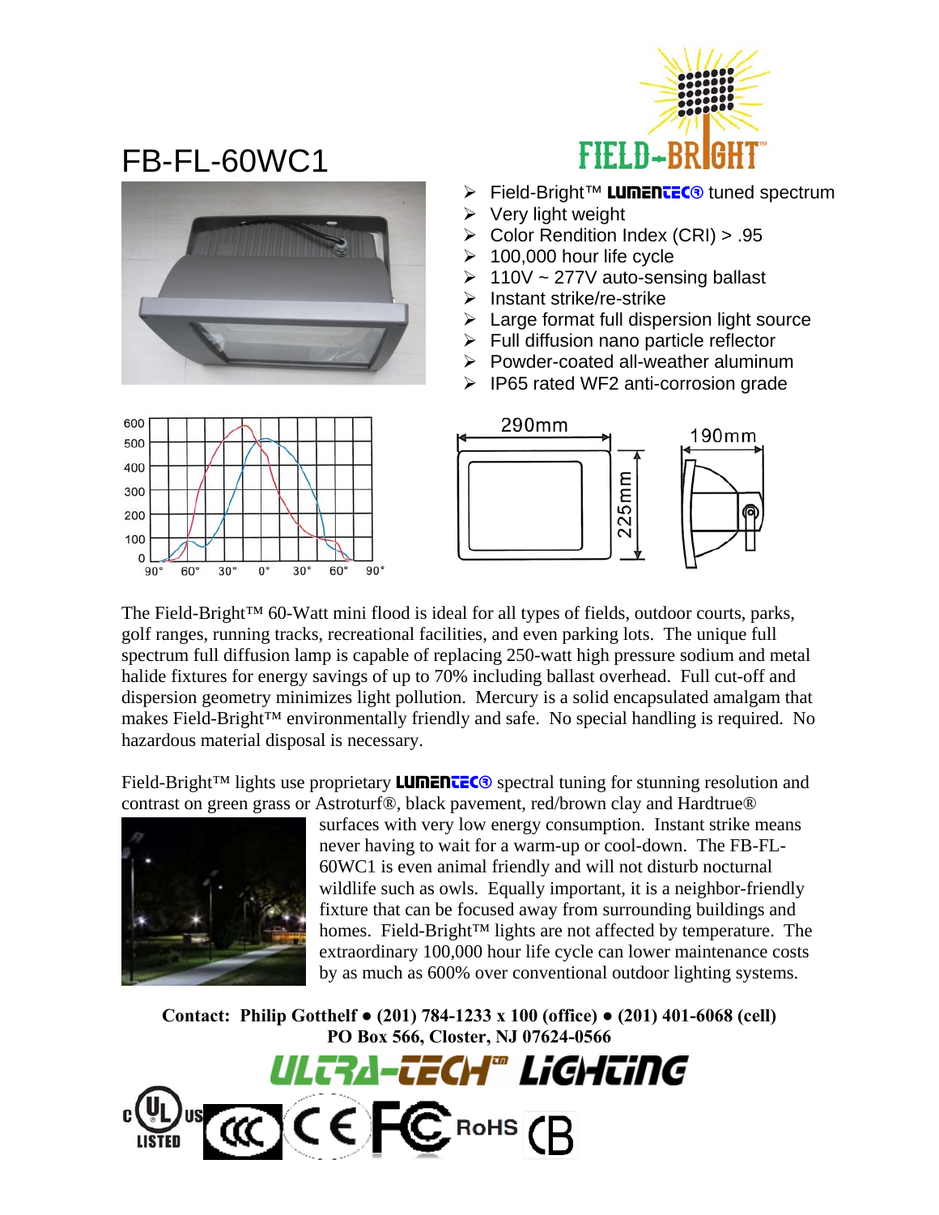# FB-FL-60WC1

- Field-Bright™ LUMENTEC® tuned spectrum
- Very light weight
- Color Rendition Index (CRI) > .95
- 100,000 hour life cycle
- 110V ~ 277V auto-sensing ballast
- Instant strike/re-strike
- Large format full dispersion light source
- Full diffusion nano particle reflector
- Powder-coated all-weather aluminum
- IP65 rated WF2 anti-corrosion grade

The Field-Bright™ 60-Watt mini flood is ideal for all types of fields, outdoor courts, parks, golf ranges, running tracks, recreational facilities, and even parking lots. The unique full spectrum full diffusion lamp is capable of replacing 250-watt high pressure sodium and metal halide fixtures for energy savings of up to 70% including ballast overhead. Full cut-off and dispersion geometry minimizes light pollution. Mercury is a solid encapsulated amalgam that makes Field-Bright™ environmentally friendly and safe. No special handling is required. No hazardous material disposal is necessary.

Field-Bright™ lights use proprietary LUMENTEC® spectral tuning for stunning resolution and contrast on green grass or Astroturf®, black pavement, red/brown clay and Hardtrue® surfaces with very low energy consumption. Instant strike means never having to wait for a warm-up or cool-down. The FB-FL-60WC1 is even animal friendly and will not disturb nocturnal wildlife such as owls. Equally important, it is a neighbor-friendly fixture that can be focused away from surrounding buildings and homes. Field-Bright™ lights are not affected by temperature. The extraordinary 100,000 hour life cycle can lower maintenance costs by as much as 600% over conventional outdoor lighting systems.

**Contact: Philip Gotthelf • (201) 784-1233 x 100 (office) • (201) 401-6068 (cell)**
**PO Box 566, Closter, NJ 07624-0566**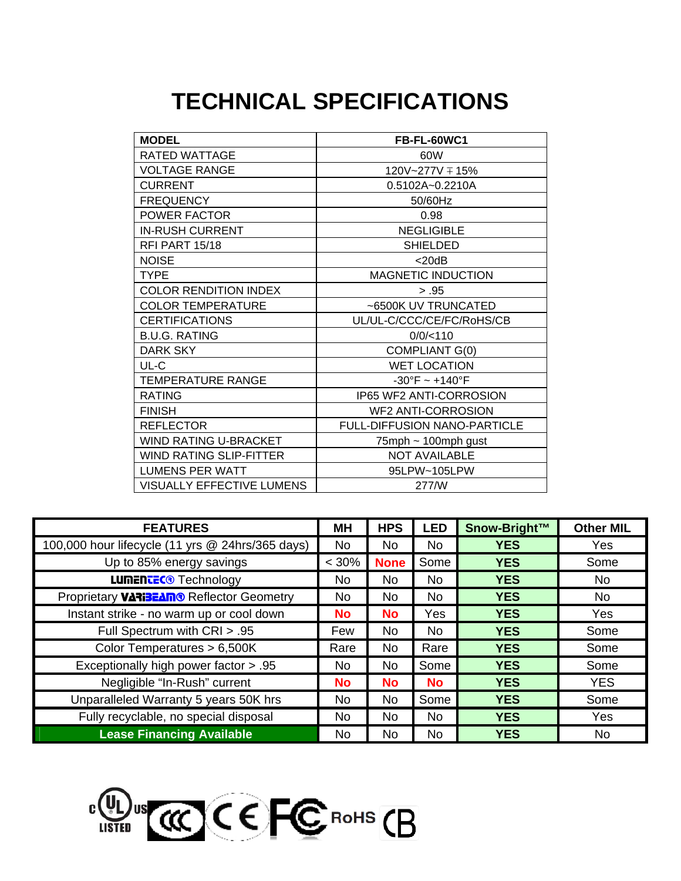# TECHNICAL SPECIFICATIONS

| MODEL | FB-FL-60WC1 |
|---|---|
| RATED WATTAGE | 60W |
| VOLTAGE RANGE | 120V~277V ∓ 15% |
| CURRENT | 0.5102A~0.2210A |
| FREQUENCY | 50/60Hz |
| POWER FACTOR | 0.98 |
| IN-RUSH CURRENT | NEGLIGIBLE |
| RFI PART 15/18 | SHIELDED |
| NOISE | <20dB |
| TYPE | MAGNETIC INDUCTION |
| COLOR RENDITION INDEX | > .95 |
| COLOR TEMPERATURE | ~6500K UV TRUNCATED |
| CERTIFICATIONS | UL/UL-C/CCC/CE/FC/RoHS/CB |
| B.U.G. RATING | 0/0/<110 |
| DARK SKY | COMPLIANT G(0) |
| UL-C | WET LOCATION |
| TEMPERATURE RANGE | -30°F ~ +140°F |
| RATING | IP65 WF2 ANTI-CORROSION |
| FINISH | WF2 ANTI-CORROSION |
| REFLECTOR | FULL-DIFFUSION NANO-PARTICLE |
| WIND RATING U-BRACKET | 75mph ~ 100mph gust |
| WIND RATING SLIP-FITTER | NOT AVAILABLE |
| LUMENS PER WATT | 95LPW~105LPW |
| VISUALLY EFFECTIVE LUMENS | 277/W |

| FEATURES | MH | HPS | LED | Snow-Bright™ | Other MIL |
|---|---|---|---|---|---|
| 100,000 hour lifecycle (11 yrs @ 24hrs/365 days) | No | No | No | **YES** | Yes |
| Up to 85% energy savings | < 30% | **None** | Some | **YES** | Some |
| LUMENTEC® Technology | No | No | No | **YES** | No |
| Proprietary VARIBEAM® Reflector Geometry | No | No | No | **YES** | No |
| Instant strike - no warm up or cool down | **No** | **No** | Yes | **YES** | Yes |
| Full Spectrum with CRI > .95 | Few | No | No | **YES** | Some |
| Color Temperatures > 6,500K | Rare | No | Rare | **YES** | Some |
| Exceptionally high power factor > .95 | No | No | Some | **YES** | Some |
| Negligible "In-Rush" current | **No** | **No** | **No** | **YES** | YES |
| Unparalleled Warranty 5 years 50K hrs | No | No | Some | **YES** | Some |
| Fully recyclable, no special disposal | No | No | No | **YES** | Yes |
| **Lease Financing Available** | No | No | No | **YES** | No |

c UL us LISTED CCC CE FC RoHS CB